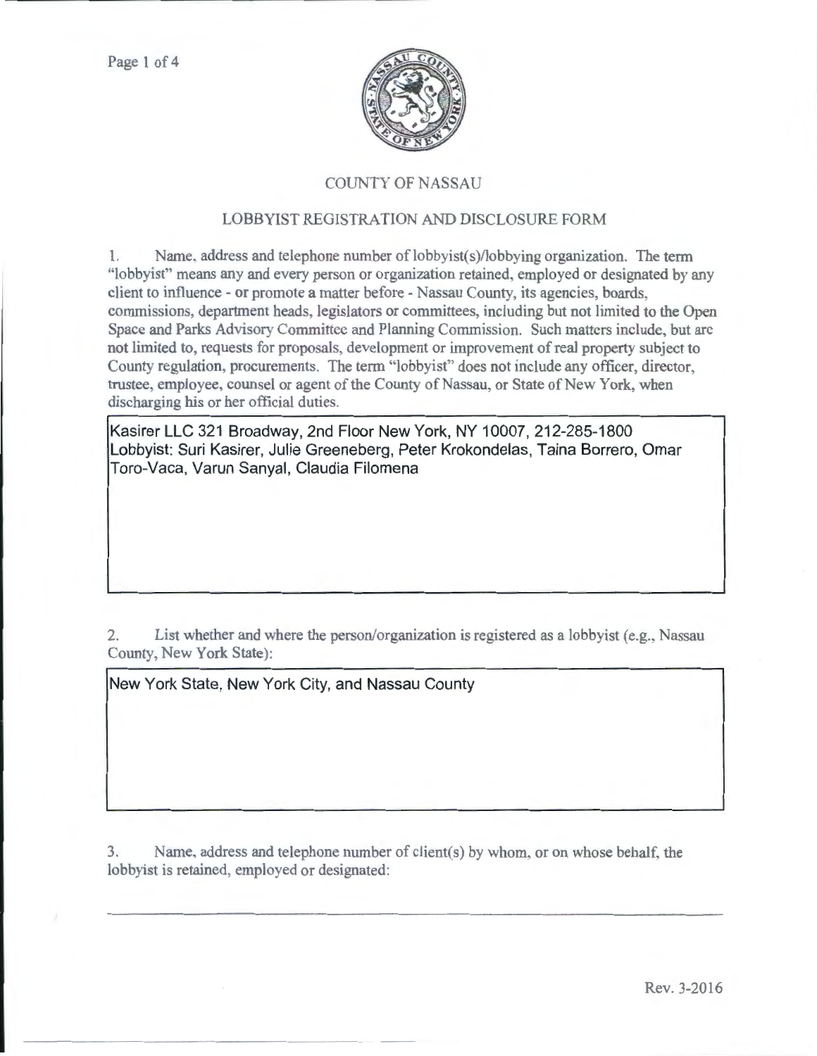# COUNTY OF NASSAU

## LOBBYIST REGISTRATION AND DISCLOSURE FORM

1. Name, address and telephone number of lobbyist(s)/lobbying organization. The term "lobbyist" means any and every person or organization retained, employed or designated by any client to influence - or promote a matter before - Nassau County, its agencies, boards, commissions, department heads, legislators or committees, including but not limited to the Open Space and Parks Advisory Committee and Planning Commission. Such matters include, but are not limited to, requests for proposals, development or improvement of real property subject to County regulation, procurements. The term "lobbyist" does not include any officer, director, trustee, employee, counsel or agent of the County of Nassau, or State of New York, when discharging his or her official duties.

Kasirer LLC 321 Broadway, 2nd Floor New York, NY 10007, 212-285-1800
Lobbyist: Suri Kasirer, Julie Greeneberg, Peter Krokondelas, Taina Borrero, Omar Toro-Vaca, Varun Sanyal, Claudia Filomena

2. List whether and where the person/organization is registered as a lobbyist (e.g., Nassau County, New York State):

New York State, New York City, and Nassau County

3. Name, address and telephone number of client(s) by whom, or on whose behalf, the lobbyist is retained, employed or designated:

Rev. 3-2016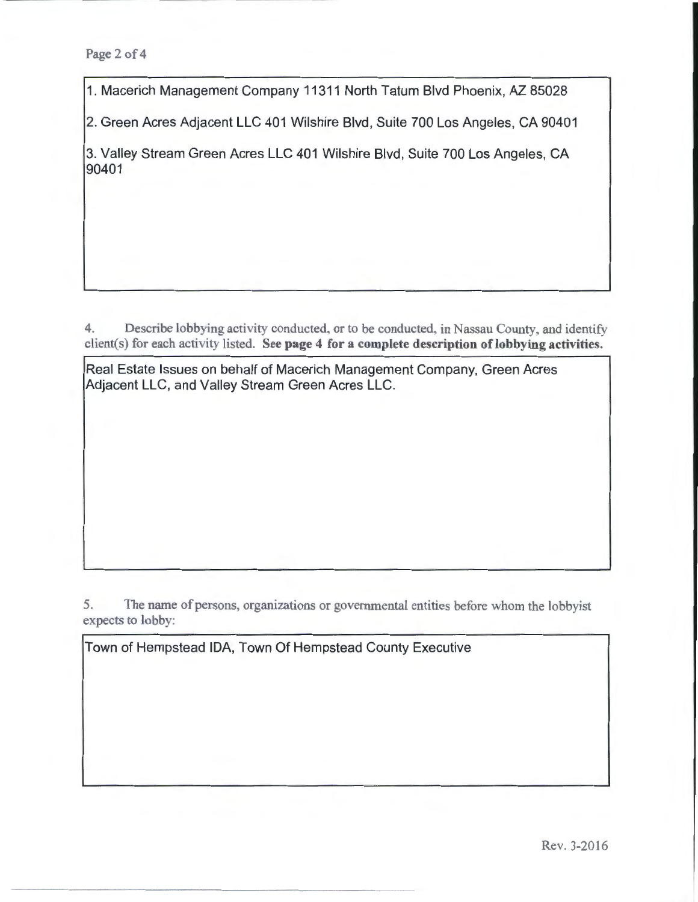1. Macerich Management Company 11311 North Tatum Blvd Phoenix, AZ 85028

2. Green Acres Adjacent LLC 401 Wilshire Blvd, Suite 700 Los Angeles, CA 90401

3. Valley Stream Green Acres LLC 401 Wilshire Blvd, Suite 700 Los Angeles, CA 90401

4. Describe lobbying activity conducted, or to be conducted, in Nassau County, and identify client(s) for each activity listed. **See page 4 for a complete description of lobbying activities.**

Real Estate Issues on behalf of Macerich Management Company, Green Acres Adjacent LLC, and Valley Stream Green Acres LLC.

5. The name of persons, organizations or governmental entities before whom the lobbyist expects to lobby:

Town of Hempstead IDA, Town Of Hempstead County Executive

Rev. 3-2016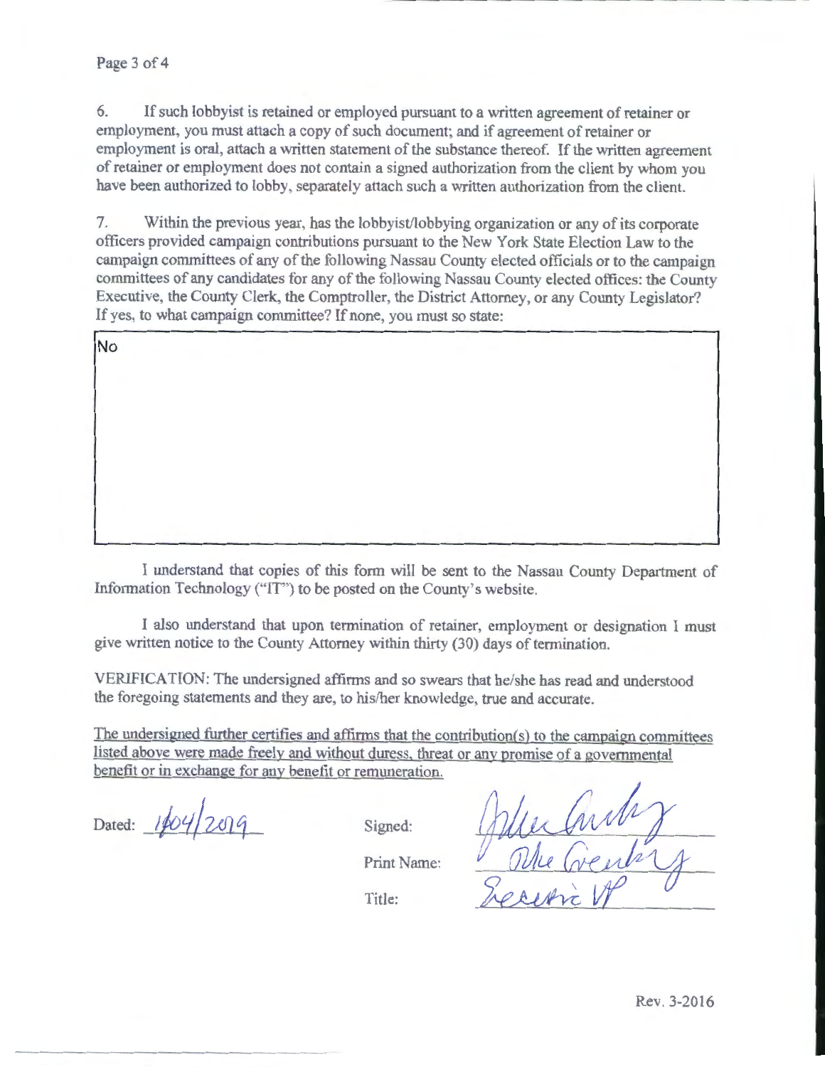6. If such lobbyist is retained or employed pursuant to a written agreement of retainer or employment, you must attach a copy of such document; and if agreement of retainer or employment is oral, attach a written statement of the substance thereof. If the written agreement of retainer or employment does not contain a signed authorization from the client by whom you have been authorized to lobby, separately attach such a written authorization from the client.

7. Within the previous year, has the lobbyist/lobbying organization or any of its corporate officers provided campaign contributions pursuant to the New York State Election Law to the campaign committees of any of the following Nassau County elected officials or to the campaign committees of any candidates for any of the following Nassau County elected offices: the County Executive, the County Clerk, the Comptroller, the District Attorney, or any County Legislator? If yes, to what campaign committee? If none, you must so state:

No

I understand that copies of this form will be sent to the Nassau County Department of Information Technology ("IT") to be posted on the County's website.

I also understand that upon termination of retainer, employment or designation I must give written notice to the County Attorney within thirty (30) days of termination.

VERIFICATION: The undersigned affirms and so swears that he/she has read and understood the foregoing statements and they are, to his/her knowledge, true and accurate.

The undersigned further certifies and affirms that the contribution(s) to the campaign committees listed above were made freely and without duress, threat or any promise of a governmental benefit or in exchange for any benefit or remuneration.

Dated: 1/04/2019

Signed: John Greenberg

Print Name: Mike Greenberg

Title: Executive VP

Rev. 3-2016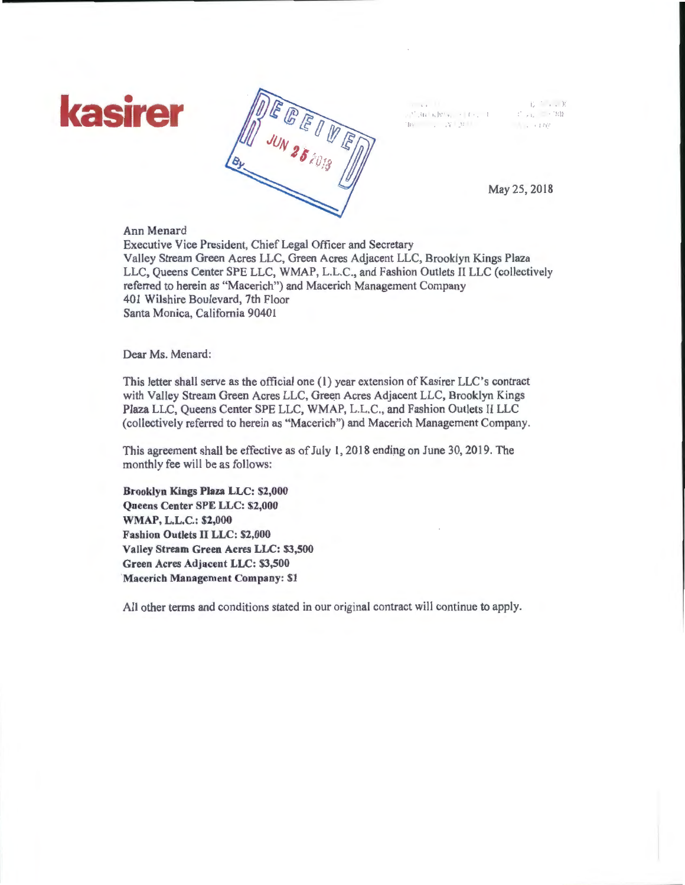# kasirer

RECEIVED JUN 25 2018 By

May 25, 2018

Ann Menard
Executive Vice President, Chief Legal Officer and Secretary
Valley Stream Green Acres LLC, Green Acres Adjacent LLC, Brooklyn Kings Plaza LLC, Queens Center SPE LLC, WMAP, L.L.C., and Fashion Outlets II LLC (collectively referred to herein as "Macerich") and Macerich Management Company
401 Wilshire Boulevard, 7th Floor
Santa Monica, California 90401

Dear Ms. Menard:

This letter shall serve as the official one (1) year extension of Kasirer LLC's contract with Valley Stream Green Acres LLC, Green Acres Adjacent LLC, Brooklyn Kings Plaza LLC, Queens Center SPE LLC, WMAP, L.L.C., and Fashion Outlets II LLC (collectively referred to herein as "Macerich") and Macerich Management Company.

This agreement shall be effective as of July 1, 2018 ending on June 30, 2019. The monthly fee will be as follows:

**Brooklyn Kings Plaza LLC: $2,000**
**Queens Center SPE LLC: $2,000**
**WMAP, L.L.C.: $2,000**
**Fashion Outlets II LLC: $2,000**
**Valley Stream Green Acres LLC: $3,500**
**Green Acres Adjacent LLC: $3,500**
**Macerich Management Company: $1**

All other terms and conditions stated in our original contract will continue to apply.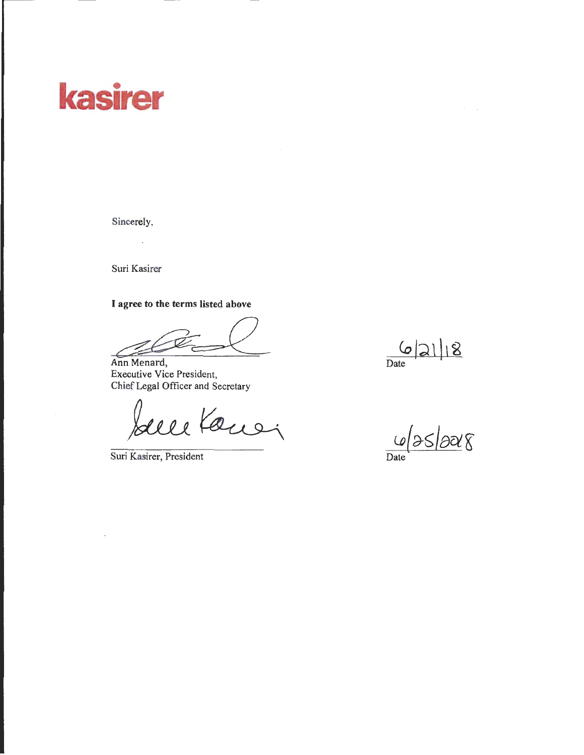**kasirer**

Sincerely,

Suri Kasirer

**I agree to the terms listed above**

Ann Menard,
Executive Vice President,
Chief Legal Officer and Secretary

6/21/18
Date

Suri Kasirer, President

6/25/2018
Date